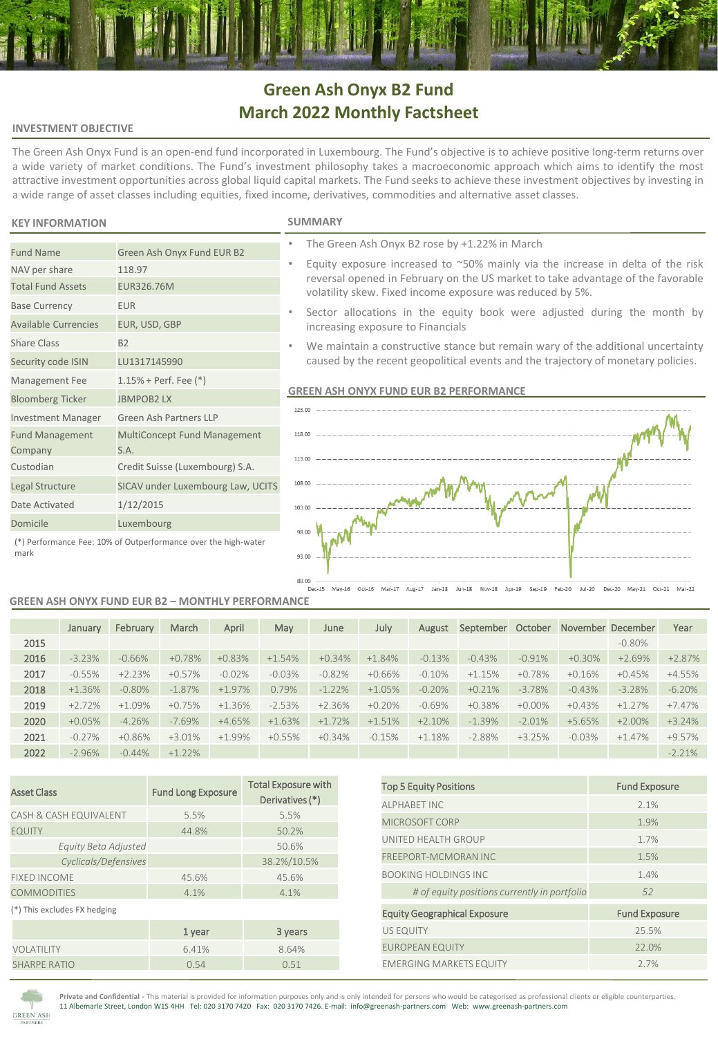# Green Ash Onyx B2 Fund
# March 2022 Monthly Factsheet

## INVESTMENT OBJECTIVE

The Green Ash Onyx Fund is an open-end fund incorporated in Luxembourg. The Fund's objective is to achieve positive long-term returns over a wide variety of market conditions. The Fund's investment philosophy takes a macroeconomic approach which aims to identify the most attractive investment opportunities across global liquid capital markets. The Fund seeks to achieve these investment objectives by investing in a wide range of asset classes including equities, fixed income, derivatives, commodities and alternative asset classes.

## KEY INFORMATION

| | |
|---|---|
| Fund Name | Green Ash Onyx Fund EUR B2 |
| NAV per share | 118.97 |
| Total Fund Assets | EUR326.76M |
| Base Currency | EUR |
| Available Currencies | EUR, USD, GBP |
| Share Class | B2 |
| Security code ISIN | LU1317145990 |
| Management Fee | 1.15% + Perf. Fee (*) |
| Bloomberg Ticker | JBMPOB2 LX |
| Investment Manager | Green Ash Partners LLP |
| Fund Management Company | MultiConcept Fund Management S.A. |
| Custodian | Credit Suisse (Luxembourg) S.A. |
| Legal Structure | SICAV under Luxembourg Law, UCITS |
| Date Activated | 1/12/2015 |
| Domicile | Luxembourg |

(*) Performance Fee: 10% of Outperformance over the high-water mark

## SUMMARY

- The Green Ash Onyx B2 rose by +1.22% in March
- Equity exposure increased to ~50% mainly via the increase in delta of the risk reversal opened in February on the US market to take advantage of the favorable volatility skew. Fixed income exposure was reduced by 5%.
- Sector allocations in the equity book were adjusted during the month by increasing exposure to Financials
- We maintain a constructive stance but remain wary of the additional uncertainty caused by the recent geopolitical events and the trajectory of monetary policies.

## GREEN ASH ONYX FUND EUR B2 PERFORMANCE

## GREEN ASH ONYX FUND EUR B2 – MONTHLY PERFORMANCE

| | January | February | March | April | May | June | July | August | September | October | November | December | Year |
|---|---|---|---|---|---|---|---|---|---|---|---|---|---|
| 2015 | | | | | | | | | | | | -0.80% | |
| 2016 | -3.23% | -0.66% | +0.78% | +0.83% | +1.54% | +0.34% | +1.84% | -0.13% | -0.43% | -0.91% | +0.30% | +2.69% | +2.87% |
| 2017 | -0.55% | +2.23% | +0.57% | -0.02% | -0.03% | -0.82% | +0.66% | -0.10% | +1.15% | +0.78% | +0.16% | +0.45% | +4.55% |
| 2018 | +1.36% | -0.80% | -1.87% | +1.97% | 0.79% | -1.22% | +1.05% | -0.20% | +0.21% | -3.78% | -0.43% | -3.28% | -6.20% |
| 2019 | +2.72% | +1.09% | +0.75% | +1.36% | -2.53% | +2.36% | +0.20% | -0.69% | +0.38% | +0.00% | +0.43% | +1.27% | +7.47% |
| 2020 | +0.05% | -4.26% | -7.69% | +4.65% | +1.63% | +1.72% | +1.51% | +2.10% | -1.39% | -2.01% | +5.65% | +2.00% | +3.24% |
| 2021 | -0.27% | +0.86% | +3.01% | +1.99% | +0.55% | +0.34% | -0.15% | +1.18% | -2.88% | +3.25% | -0.03% | +1.47% | +9.57% |
| 2022 | -2.96% | -0.44% | +1.22% | | | | | | | | | | -2.21% |

| Asset Class | Fund Long Exposure | Total Exposure with Derivatives (*) |
|---|---|---|
| CASH & CASH EQUIVALENT | 5.5% | 5.5% |
| EQUITY | 44.8% | 50.2% |
| *Equity Beta Adjusted* | | 50.6% |
| *Cyclicals/Defensives* | | 38.2%/10.5% |
| FIXED INCOME | 45.6% | 45.6% |
| COMMODITIES | 4.1% | 4.1% |

(*) This excludes FX hedging

| | 1 year | 3 years |
|---|---|---|
| VOLATILITY | 6.41% | 8.64% |
| SHARPE RATIO | 0.54 | 0.51 |

| Top 5 Equity Positions | Fund Exposure |
|---|---|
| ALPHABET INC | 2.1% |
| MICROSOFT CORP | 1.9% |
| UNITED HEALTH GROUP | 1.7% |
| FREEPORT-MCMORAN INC | 1.5% |
| BOOKING HOLDINGS INC | 1.4% |
| *# of equity positions currently in portfolio* | *52* |

| Equity Geographical Exposure | Fund Exposure |
|---|---|
| US EQUITY | 25.5% |
| EUROPEAN EQUITY | 22.0% |
| EMERGING MARKETS EQUITY | 2.7% |

**Private and Confidential** - This material is provided for information purposes only and is only intended for persons who would be categorised as professional clients or eligible counterparties.
11 Albemarle Street, London W1S 4HH Tel: 020 3170 7420 Fax: 020 3170 7426. E-mail: info@greenash-partners.com Web: www.greenash-partners.com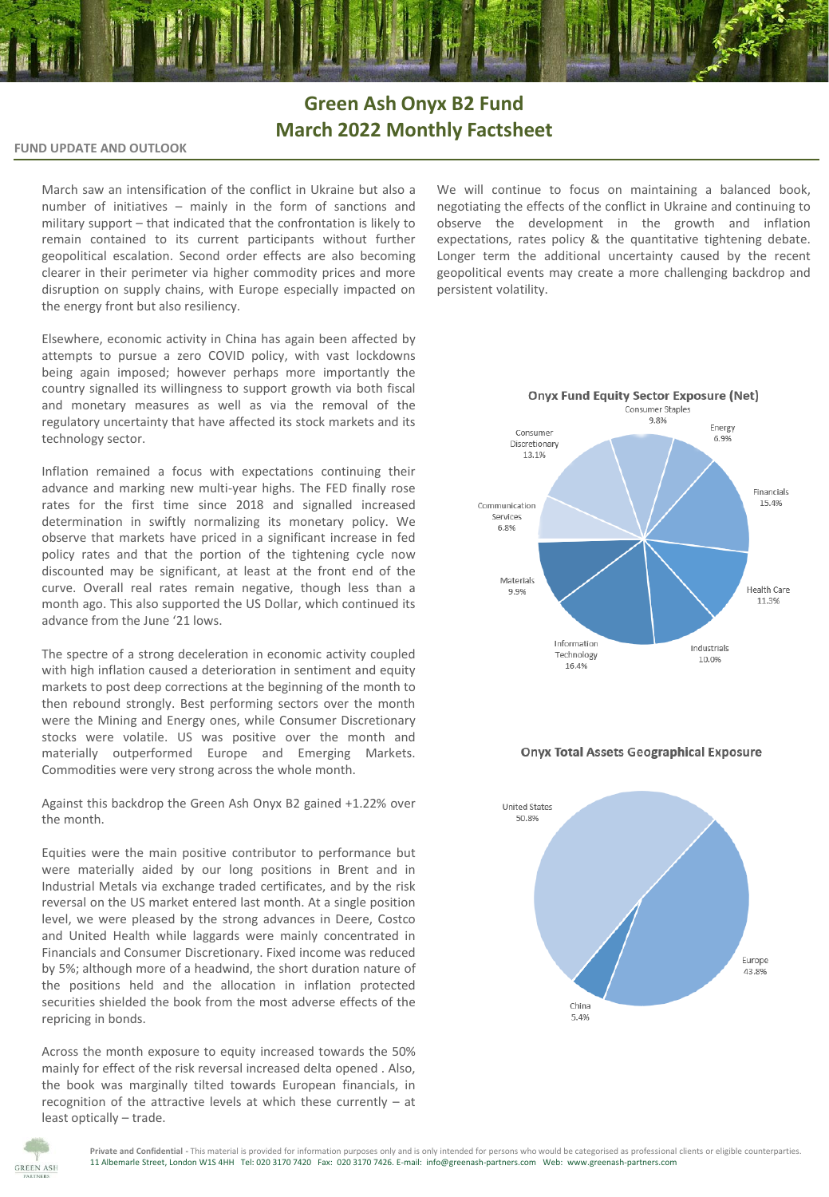# Green Ash Onyx B2 Fund
# March 2022 Monthly Factsheet

## FUND UPDATE AND OUTLOOK

March saw an intensification of the conflict in Ukraine but also a number of initiatives – mainly in the form of sanctions and military support – that indicated that the confrontation is likely to remain contained to its current participants without further geopolitical escalation. Second order effects are also becoming clearer in their perimeter via higher commodity prices and more disruption on supply chains, with Europe especially impacted on the energy front but also resiliency.

Elsewhere, economic activity in China has again been affected by attempts to pursue a zero COVID policy, with vast lockdowns being again imposed; however perhaps more importantly the country signalled its willingness to support growth via both fiscal and monetary measures as well as via the removal of the regulatory uncertainty that have affected its stock markets and its technology sector.

Inflation remained a focus with expectations continuing their advance and marking new multi-year highs. The FED finally rose rates for the first time since 2018 and signalled increased determination in swiftly normalizing monetary policy. We observe that markets have priced in a significant increase in fed policy rates and that the portion of the tightening cycle now discounted may be significant, at least at the front end of the curve. Overall real rates remain negative, though less than a month ago. This also supported the US Dollar, which continued its advance from the June '21 lows.

The spectre of a strong deceleration in economic activity coupled with high inflation caused a deterioration in sentiment and equity markets to post deep corrections at the beginning of the month to then rebound strongly. Best performing sectors over the month were the Mining and Energy ones, while Consumer Discretionary stocks were volatile. US was positive over the month and materially outperformed Europe and Emerging Markets. Commodities were very strong across the whole month.

Against this backdrop the Green Ash Onyx B2 gained +1.22% over the month.

Equities were the main positive contributor to performance but were materially aided by our long positions in Brent and in Industrial Metals via exchange traded certificates, and by the risk reversal on the US market entered last month. At a single position level, we were pleased by the strong advances in Deere, Costco and United Health while laggards were mainly concentrated in Financials and Consumer Discretionary. Fixed income was reduced by 5%; although more of a headwind, the short duration nature of the positions held and the allocation in inflation protected securities shielded the book from the most adverse effects of the repricing in bonds.

Across the month exposure to equity increased towards the 50% mainly for effect of the risk reversal increased delta opened . Also, the book was marginally tilted towards European financials, in recognition of the attractive levels at which these currently – at least optically – trade.

We will continue to focus on maintaining a balanced book, negotiating the effects of the conflict in Ukraine and continuing to observe the development in the growth and inflation expectations, rates policy & the quantitative tightening debate. Longer term the additional uncertainty caused by the recent geopolitical events may create a more challenging backdrop and persistent volatility.

**Onyx Fund Equity Sector Exposure (Net)**

| Sector | Exposure |
|---|---|
| Consumer Staples | 9.8% |
| Energy | 6.9% |
| Financials | 15.4% |
| Health Care | 11.3% |
| Industrials | 10.0% |
| Information Technology | 16.4% |
| Materials | 9.9% |
| Communication Services | 6.8% |
| Consumer Discretionary | 13.1% |

**Onyx Total Assets Geographical Exposure**

| Region | Exposure |
|---|---|
| United States | 50.8% |
| Europe | 43.8% |
| China | 5.4% |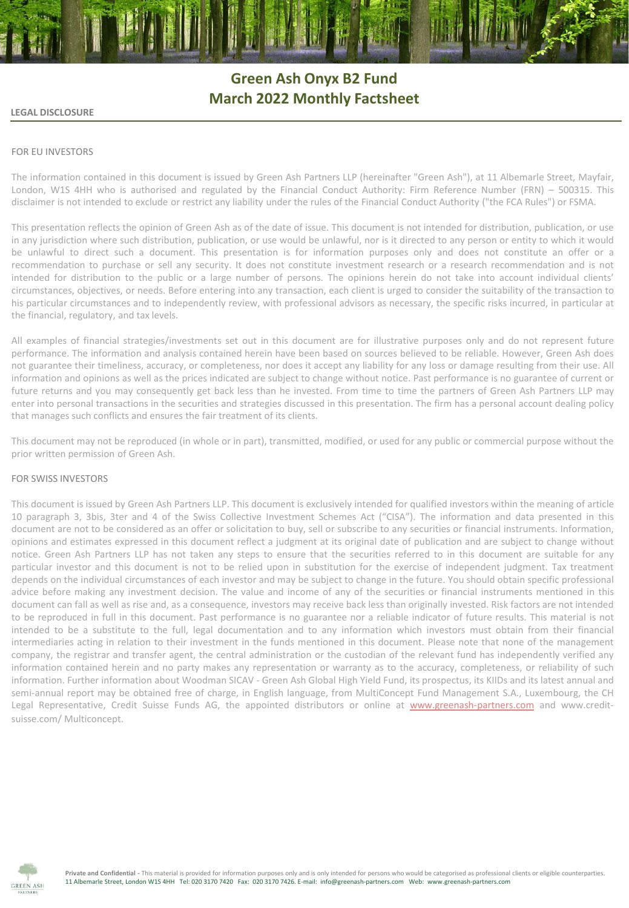# Green Ash Onyx B2 Fund
# March 2022 Monthly Factsheet

**LEGAL DISCLOSURE**

FOR EU INVESTORS

The information contained in this document is issued by Green Ash Partners LLP (hereinafter "Green Ash"), at 11 Albemarle Street, Mayfair, London, W1S 4HH who is authorised and regulated by the Financial Conduct Authority: Firm Reference Number (FRN) – 500315. This disclaimer is not intended to exclude or restrict any liability under the rules of the Financial Conduct Authority ("the FCA Rules") or FSMA.

This presentation reflects the opinion of Green Ash as of the date of issue. This document is not intended for distribution, publication, or use in any jurisdiction where such distribution, publication, or use would be unlawful, nor is it directed to any person or entity to which it would be unlawful to direct such a document. This presentation is for information purposes only and does not constitute an offer or a recommendation to purchase or sell any security. It does not constitute investment research or a research recommendation and is not intended for distribution to the public or a large number of persons. The opinions herein do not take into account individual clients' circumstances, objectives, or needs. Before entering into any transaction, each client is urged to consider the suitability of the transaction to his particular circumstances and to independently review, with professional advisors as necessary, the specific risks incurred, in particular at the financial, regulatory, and tax levels.

All examples of financial strategies/investments set out in this document are for illustrative purposes only and do not represent future performance. The information and analysis contained herein have been based on sources believed to be reliable. However, Green Ash does not guarantee their timeliness, accuracy, or completeness, nor does it accept any liability for any loss or damage resulting from their use. All information and opinions as well as the prices indicated are subject to change without notice. Past performance is no guarantee of current or future returns and you may consequently get back less than he invested. From time to time the partners of Green Ash Partners LLP may enter into personal transactions in the securities and strategies discussed in this presentation. The firm has a personal account dealing policy that manages such conflicts and ensures the fair treatment of its clients.

This document may not be reproduced (in whole or in part), transmitted, modified, or used for any public or commercial purpose without the prior written permission of Green Ash.

FOR SWISS INVESTORS

This document is issued by Green Ash Partners LLP. This document is exclusively intended for qualified investors within the meaning of article 10 paragraph 3, 3bis, 3ter and 4 of the Swiss Collective Investment Schemes Act ("CISA"). The information and data presented in this document are not to be considered as an offer or solicitation to buy, sell or subscribe to any securities or financial instruments. Information, opinions and estimates expressed in this document reflect a judgment at its original date of publication and are subject to change without notice. Green Ash Partners LLP has not taken any steps to ensure that the securities referred to in this document are suitable for any particular investor and this document is not to be relied upon in substitution for the exercise of independent judgment. Tax treatment depends on the individual circumstances of each investor and may be subject to change in the future. You should obtain specific professional advice before making any investment decision. The value and income of any of the securities or financial instruments mentioned in this document can fall as well as rise and, as a consequence, investors may receive back less than originally invested. Risk factors are not intended to be reproduced in full in this document. Past performance is no guarantee nor a reliable indicator of future results. This material is not intended to be a substitute to the full, legal documentation and to any information which investors must obtain from their financial intermediaries acting in relation to their investment in the funds mentioned in this document. Please note that none of the management company, the registrar and transfer agent, the central administration or the custodian of the relevant fund has independently verified any information contained herein and no party makes any representation or warranty as to the accuracy, completeness, or reliability of such information. Further information about Woodman SICAV - Green Ash Global High Yield Fund, its prospectus, its KIIDs and its latest annual and semi-annual report may be obtained free of charge, in English language, from MultiConcept Fund Management S.A., Luxembourg, the CH Legal Representative, Credit Suisse Funds AG, the appointed distributors or online at www.greenash-partners.com and www.credit-suisse.com/ Multiconcept.

**Private and Confidential** - This material is provided for information purposes only and is only intended for persons who would be categorised as professional clients or eligible counterparties. 11 Albemarle Street, London W1S 4HH Tel: 020 3170 7420 Fax: 020 3170 7426. E-mail: info@greenash-partners.com Web: www.greenash-partners.com